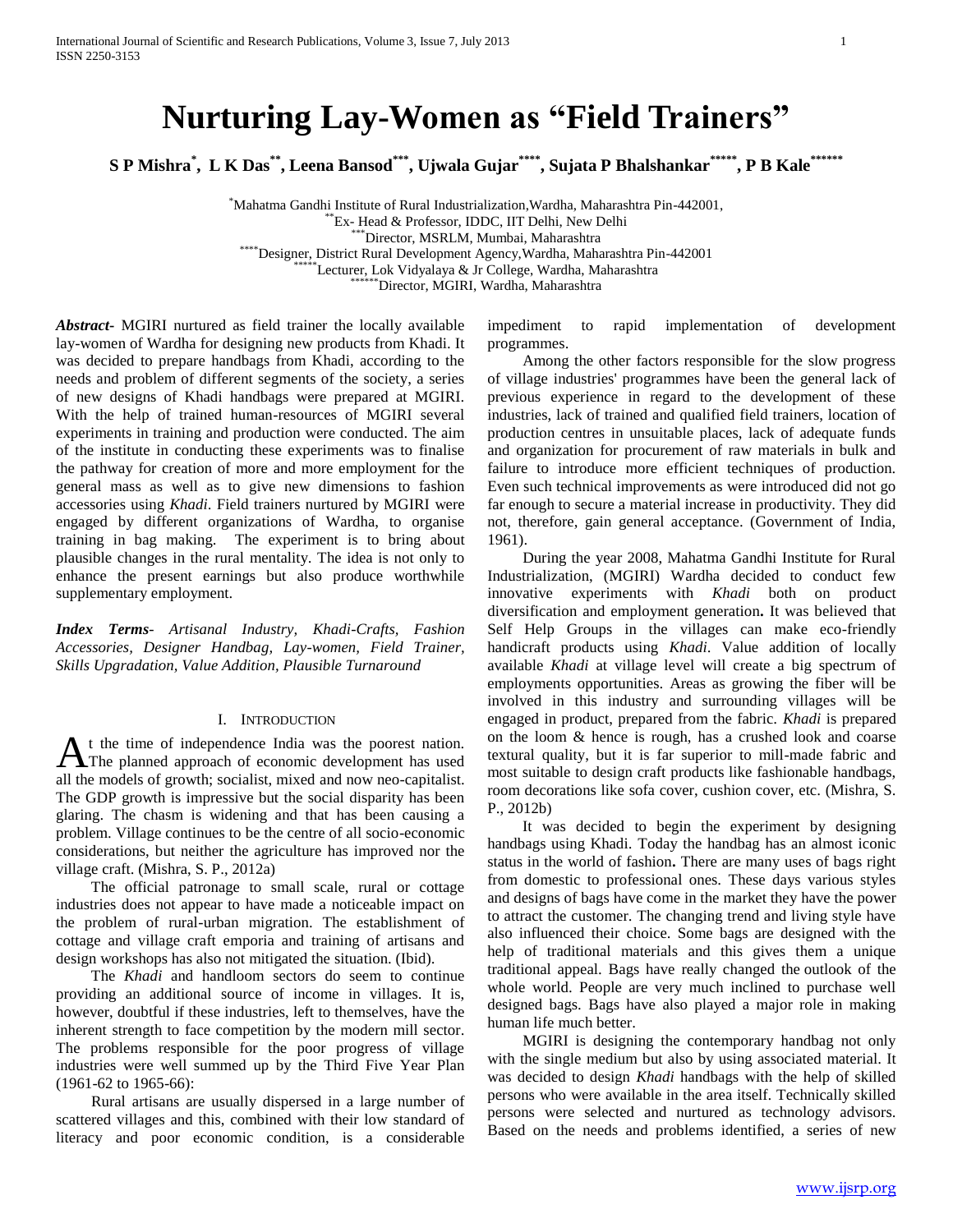# Nurturing Lay-Women as "Field Trainers"

**S P Mishra[*], L K Das[**], Leena Bansod[***], Ujwala Gujar[****], Sujata P Bhalshankar[*****], P B Kale[******]**

[*] Mahatma Gandhi Institute of Rural Industrialization, Wardha, Maharashtra Pin-442001,
[**] Ex- Head & Professor, IDDC, IIT Delhi, New Delhi
[***] Director, MSRLM, Mumbai, Maharashtra
[****] Designer, District Rural Development Agency, Wardha, Maharashtra Pin-442001
[*****] Lecturer, Lok Vidyalaya & Jr College, Wardha, Maharashtra
[******] Director, MGIRI, Wardha, Maharashtra

***Abstract***- MGIRI nurtured as field trainer the locally available lay-women of Wardha for designing new products from Khadi. It was decided to prepare handbags from Khadi, according to the needs and problem of different segments of the society, a series of new designs of Khadi handbags were prepared at MGIRI. With the help of trained human-resources of MGIRI several experiments in training and production were conducted. The aim of the institute in conducting these experiments was to finalise the pathway for creation of more and more employment for the general mass as well as to give new dimensions to fashion accessories using *Khadi*. Field trainers nurtured by MGIRI were engaged by different organizations of Wardha, to organise training in bag making. The experiment is to bring about plausible changes in the rural mentality. The idea is not only to enhance the present earnings but also produce worthwhile supplementary employment.

***Index Terms***- *Artisanal Industry, Khadi-Crafts, Fashion Accessories, Designer Handbag, Lay-women, Field Trainer, Skills Upgradation, Value Addition, Plausible Turnaround*

## I. Introduction

At the time of independence India was the poorest nation. The planned approach of economic development has used all the models of growth; socialist, mixed and now neo-capitalist. The GDP growth is impressive but the social disparity has been glaring. The chasm is widening and that has been causing a problem. Village continues to be the centre of all socio-economic considerations, but neither the agriculture has improved nor the village craft. (Mishra, S. P., 2012a)

The official patronage to small scale, rural or cottage industries does not appear to have made a noticeable impact on the problem of rural-urban migration. The establishment of cottage and village craft emporia and training of artisans and design workshops has also not mitigated the situation. (Ibid).

The *Khadi* and handloom sectors do seem to continue providing an additional source of income in villages. It is, however, doubtful if these industries, left to themselves, have the inherent strength to face competition by the modern mill sector. The problems responsible for the poor progress of village industries were well summed up by the Third Five Year Plan (1961-62 to 1965-66):

Rural artisans are usually dispersed in a large number of scattered villages and this, combined with their low standard of literacy and poor economic condition, is a considerable impediment to rapid implementation of development programmes.

Among the other factors responsible for the slow progress of village industries' programmes have been the general lack of previous experience in regard to the development of these industries, lack of trained and qualified field trainers, location of production centres in unsuitable places, lack of adequate funds and organization for procurement of raw materials in bulk and failure to introduce more efficient techniques of production. Even such technical improvements as were introduced did not go far enough to secure a material increase in productivity. They did not, therefore, gain general acceptance. (Government of India, 1961).

During the year 2008, Mahatma Gandhi Institute for Rural Industrialization, (MGIRI) Wardha decided to conduct few innovative experiments with *Khadi* both on product diversification and employment generation**.** It was believed that Self Help Groups in the villages can make eco-friendly handicraft products using *Khadi*. Value addition of locally available *Khadi* at village level will create a big spectrum of employments opportunities. Areas as growing the fiber will be involved in this industry and surrounding villages will be engaged in product, prepared from the fabric. *Khadi* is prepared on the loom & hence is rough, has a crushed look and coarse textural quality, but it is far superior to mill-made fabric and most suitable to design craft products like fashionable handbags, room decorations like sofa cover, cushion cover, etc. (Mishra, S. P., 2012b)

It was decided to begin the experiment by designing handbags using Khadi. Today the handbag has an almost iconic status in the world of fashion**.** There are many uses of bags right from domestic to professional ones. These days various styles and designs of bags have come in the market they have the power to attract the customer. The changing trend and living style have also influenced their choice. Some bags are designed with the help of traditional materials and this gives them a unique traditional appeal. Bags have really changed the outlook of the whole world. People are very much inclined to purchase well designed bags. Bags have also played a major role in making human life much better.

MGIRI is designing the contemporary handbag not only with the single medium but also by using associated material. It was decided to design *Khadi* handbags with the help of skilled persons who were available in the area itself. Technically skilled persons were selected and nurtured as technology advisors. Based on the needs and problems identified, a series of new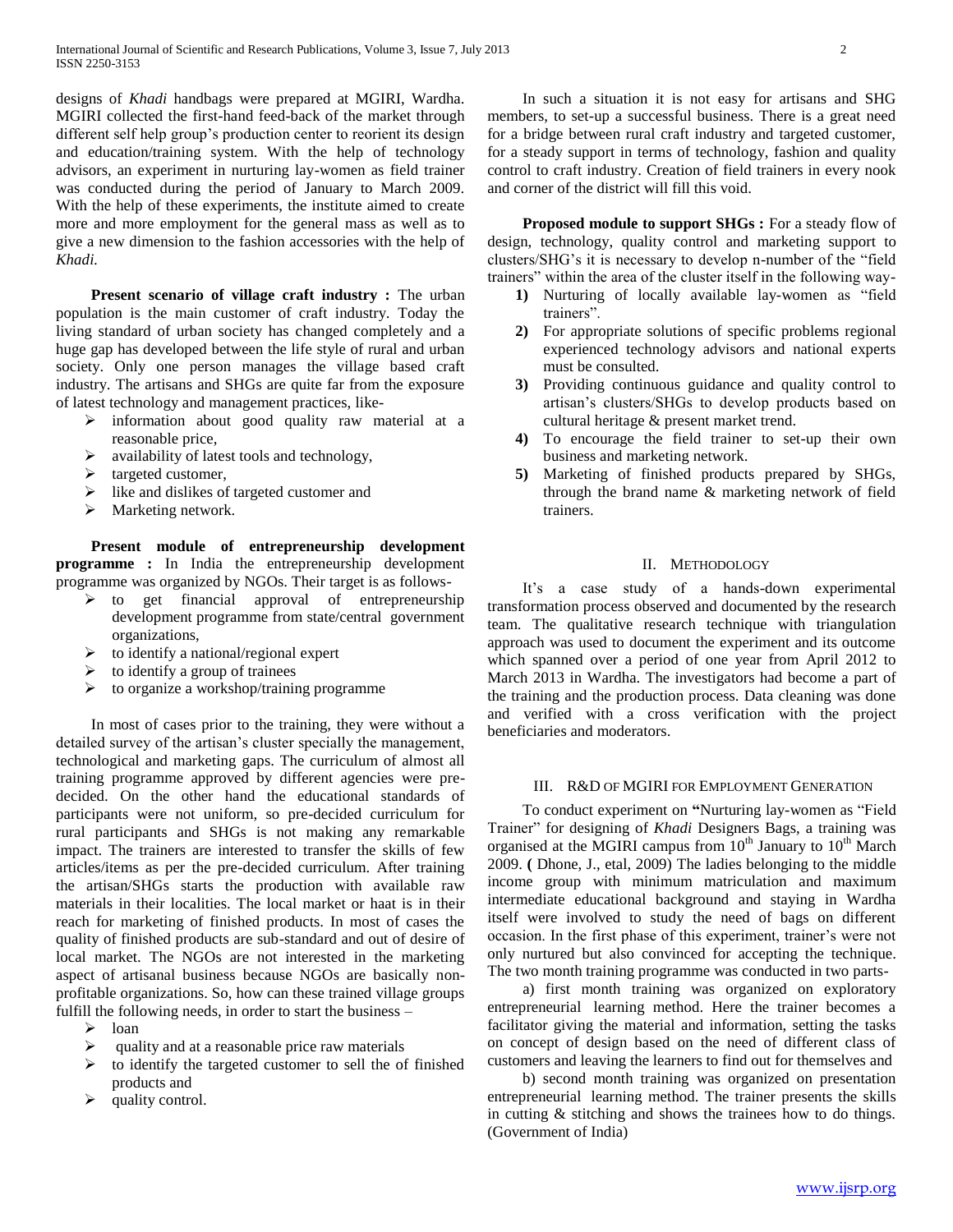designs of *Khadi* handbags were prepared at MGIRI, Wardha. MGIRI collected the first-hand feed-back of the market through different self help group's production center to reorient its design and education/training system. With the help of technology advisors, an experiment in nurturing lay-women as field trainer was conducted during the period of January to March 2009. With the help of these experiments, the institute aimed to create more and more employment for the general mass as well as to give a new dimension to the fashion accessories with the help of *Khadi.*

**Present scenario of village craft industry :** The urban population is the main customer of craft industry. Today the living standard of urban society has changed completely and a huge gap has developed between the life style of rural and urban society. Only one person manages the village based craft industry. The artisans and SHGs are quite far from the exposure of latest technology and management practices, like-

- information about good quality raw material at a reasonable price,
- availability of latest tools and technology,
- targeted customer,
- like and dislikes of targeted customer and
- Marketing network.

**Present module of entrepreneurship development programme :** In India the entrepreneurship development programme was organized by NGOs. Their target is as follows-

- to get financial approval of entrepreneurship development programme from state/central government organizations,
- to identify a national/regional expert
- to identify a group of trainees
- to organize a workshop/training programme

In most of cases prior to the training, they were without a detailed survey of the artisan's cluster specially the management, technological and marketing gaps. The curriculum of almost all training programme approved by different agencies were pre-decided. On the other hand the educational standards of participants were not uniform, so pre-decided curriculum for rural participants and SHGs is not making any remarkable impact. The trainers are interested to transfer the skills of few articles/items as per the pre-decided curriculum. After training the artisan/SHGs starts the production with available raw materials in their localities. The local market or haat is in their reach for marketing of finished products. In most of cases the quality of finished products are sub-standard and out of desire of local market. The NGOs are not interested in the marketing aspect of artisanal business because NGOs are basically non-profitable organizations. So, how can these trained village groups fulfill the following needs, in order to start the business –

- loan
- quality and at a reasonable price raw materials
- to identify the targeted customer to sell the of finished products and
- quality control.

In such a situation it is not easy for artisans and SHG members, to set-up a successful business. There is a great need for a bridge between rural craft industry and targeted customer, for a steady support in terms of technology, fashion and quality control to craft industry. Creation of field trainers in every nook and corner of the district will fill this void.

**Proposed module to support SHGs :** For a steady flow of design, technology, quality control and marketing support to clusters/SHG's it is necessary to develop n-number of the "field trainers" within the area of the cluster itself in the following way-

1) Nurturing of locally available lay-women as "field trainers".
2) For appropriate solutions of specific problems regional experienced technology advisors and national experts must be consulted.
3) Providing continuous guidance and quality control to artisan's clusters/SHGs to develop products based on cultural heritage & present market trend.
4) To encourage the field trainer to set-up their own business and marketing network.
5) Marketing of finished products prepared by SHGs, through the brand name & marketing network of field trainers.

## II. Methodology

It's a case study of a hands-down experimental transformation process observed and documented by the research team. The qualitative research technique with triangulation approach was used to document the experiment and its outcome which spanned over a period of one year from April 2012 to March 2013 in Wardha. The investigators had become a part of the training and the production process. Data cleaning was done and verified with a cross verification with the project beneficiaries and moderators.

## III. R&D of MGIRI for Employment Generation

To conduct experiment on **"**Nurturing lay-women as "Field Trainer" for designing of *Khadi* Designers Bags, a training was organised at the MGIRI campus from 10th January to 10th March 2009. **(** Dhone, J., etal, 2009) The ladies belonging to the middle income group with minimum matriculation and maximum intermediate educational background and staying in Wardha itself were involved to study the need of bags on different occasion. In the first phase of this experiment, trainer's were not only nurtured but also convinced for accepting the technique. The two month training programme was conducted in two parts-

a) first month training was organized on exploratory entrepreneurial learning method. Here the trainer becomes a facilitator giving the material and information, setting the tasks on concept of design based on the need of different class of customers and leaving the learners to find out for themselves and

b) second month training was organized on presentation entrepreneurial learning method. The trainer presents the skills in cutting & stitching and shows the trainees how to do things. (Government of India)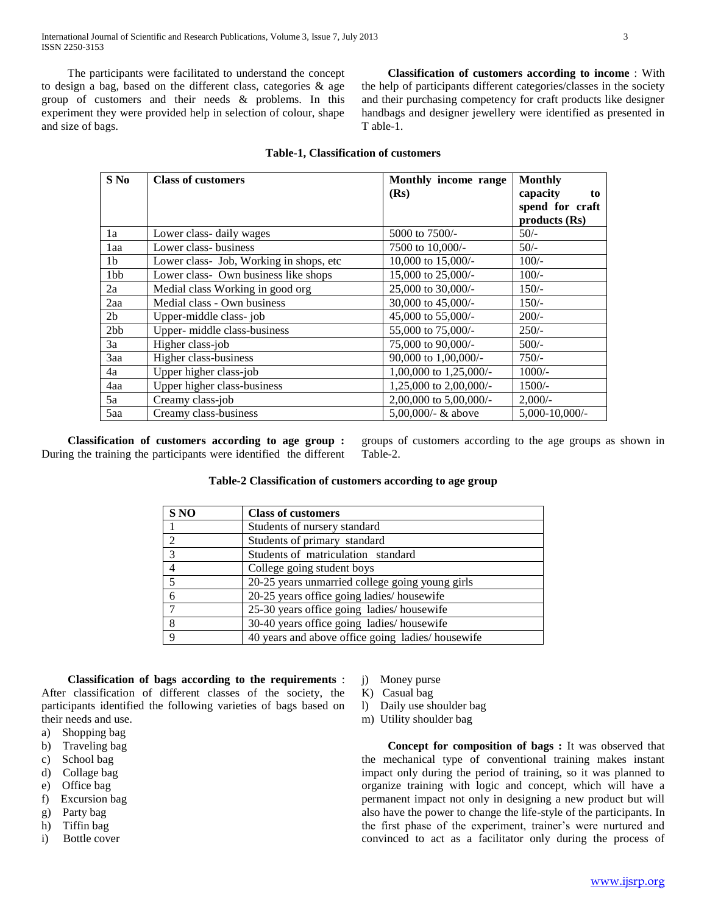The participants were facilitated to understand the concept to design a bag, based on the different class, categories & age group of customers and their needs & problems. In this experiment they were provided help in selection of colour, shape and size of bags.

**Classification of customers according to income** : With the help of participants different categories/classes in the society and their purchasing competency for craft products like designer handbags and designer jewellery were identified as presented in T able-1.

**Table-1, Classification of customers**

| S No | Class of customers | Monthly income range (Rs) | Monthly capacity to spend for craft products (Rs) |
|---|---|---|---|
| 1a | Lower class- daily wages | 5000 to 7500/- | 50/- |
| 1aa | Lower class- business | 7500 to 10,000/- | 50/- |
| 1b | Lower class- Job, Working in shops, etc | 10,000 to 15,000/- | 100/- |
| 1bb | Lower class- Own business like shops | 15,000 to 25,000/- | 100/- |
| 2a | Medial class Working in good org | 25,000 to 30,000/- | 150/- |
| 2aa | Medial class - Own business | 30,000 to 45,000/- | 150/- |
| 2b | Upper-middle class- job | 45,000 to 55,000/- | 200/- |
| 2bb | Upper- middle class-business | 55,000 to 75,000/- | 250/- |
| 3a | Higher class-job | 75,000 to 90,000/- | 500/- |
| 3aa | Higher class-business | 90,000 to 1,00,000/- | 750/- |
| 4a | Upper higher class-job | 1,00,000 to 1,25,000/- | 1000/- |
| 4aa | Upper higher class-business | 1,25,000 to 2,00,000/- | 1500/- |
| 5a | Creamy class-job | 2,00,000 to 5,00,000/- | 2,000/- |
| 5aa | Creamy class-business | 5,00,000/- & above | 5,000-10,000/- |

**Classification of customers according to age group :** During the training the participants were identified the different groups of customers according to the age groups as shown in Table-2.

**Table-2 Classification of customers according to age group**

| S NO | Class of customers |
|---|---|
| 1 | Students of nursery standard |
| 2 | Students of primary standard |
| 3 | Students of matriculation standard |
| 4 | College going student boys |
| 5 | 20-25 years unmarried college going young girls |
| 6 | 20-25 years office going ladies/ housewife |
| 7 | 25-30 years office going ladies/ housewife |
| 8 | 30-40 years office going ladies/ housewife |
| 9 | 40 years and above office going ladies/ housewife |

**Classification of bags according to the requirements** : After classification of different classes of the society, the participants identified the following varieties of bags based on their needs and use.

a) Shopping bag
b) Traveling bag
c) School bag
d) Collage bag
e) Office bag
f) Excursion bag
g) Party bag
h) Tiffin bag
i) Bottle cover
j) Money purse
K) Casual bag
l) Daily use shoulder bag
m) Utility shoulder bag

**Concept for composition of bags :** It was observed that the mechanical type of conventional training makes instant impact only during the period of training, so it was planned to organize training with logic and concept, which will have a permanent impact not only in designing a new product but will also have the power to change the life-style of the participants. In the first phase of the experiment, trainer's were nurtured and convinced to act as a facilitator only during the process of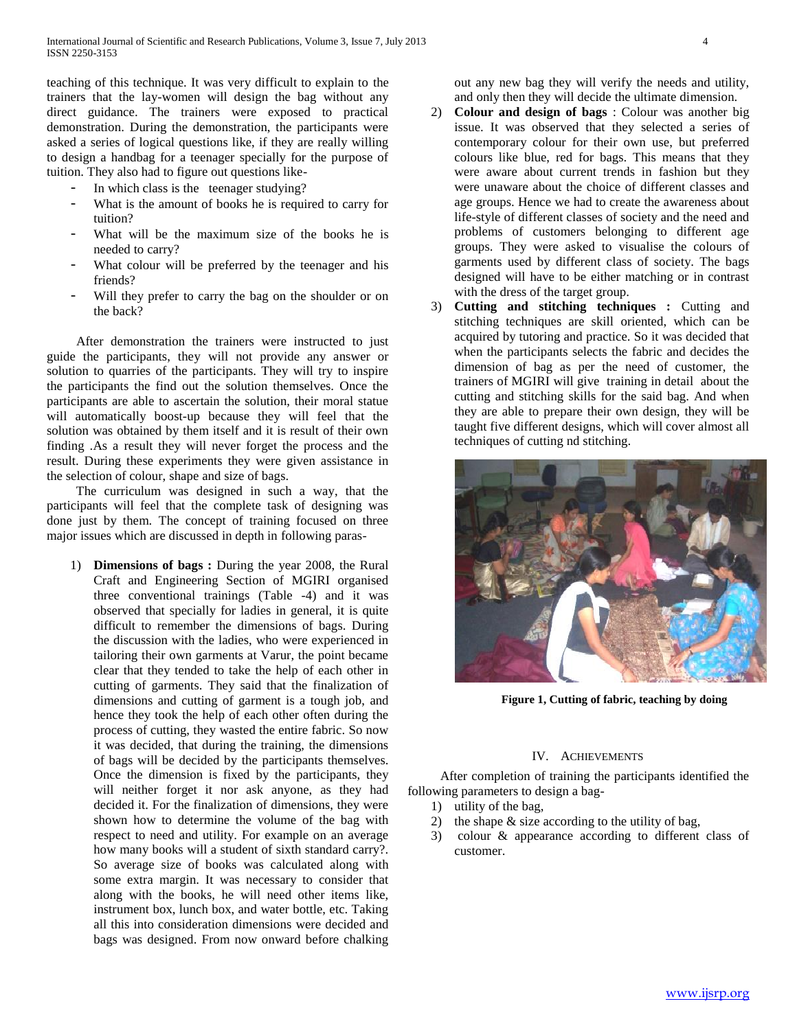teaching of this technique. It was very difficult to explain to the trainers that the lay-women will design the bag without any direct guidance. The trainers were exposed to practical demonstration. During the demonstration, the participants were asked a series of logical questions like, if they are really willing to design a handbag for a teenager specially for the purpose of tuition. They also had to figure out questions like-

- In which class is the teenager studying?
- What is the amount of books he is required to carry for tuition?
- What will be the maximum size of the books he is needed to carry?
- What colour will be preferred by the teenager and his friends?
- Will they prefer to carry the bag on the shoulder or on the back?

After demonstration the trainers were instructed to just guide the participants, they will not provide any answer or solution to quarries of the participants. They will try to inspire the participants the find out the solution themselves. Once the participants are able to ascertain the solution, their moral statue will automatically boost-up because they will feel that the solution was obtained by them itself and it is result of their own finding .As a result they will never forget the process and the result. During these experiments they were given assistance in the selection of colour, shape and size of bags.

The curriculum was designed in such a way, that the participants will feel that the complete task of designing was done just by them. The concept of training focused on three major issues which are discussed in depth in following paras-

1) **Dimensions of bags :** During the year 2008, the Rural Craft and Engineering Section of MGIRI organised three conventional trainings (Table -4) and it was observed that specially for ladies in general, it is quite difficult to remember the dimensions of bags. During the discussion with the ladies, who were experienced in tailoring their own garments at Varur, the point became clear that they tended to take the help of each other in cutting of garments. They said that the finalization of dimensions and cutting of garment is a tough job, and hence they took the help of each other often during the process of cutting, they wasted the entire fabric. So now it was decided, that during the training, the dimensions of bags will be decided by the participants themselves. Once the dimension is fixed by the participants, they will neither forget it nor ask anyone, as they had decided it. For the finalization of dimensions, they were shown how to determine the volume of the bag with respect to need and utility. For example on an average how many books will a student of sixth standard carry?. So average size of books was calculated along with some extra margin. It was necessary to consider that along with the books, he will need other items like, instrument box, lunch box, and water bottle, etc. Taking all this into consideration dimensions were decided and bags was designed. From now onward before chalking out any new bag they will verify the needs and utility, and only then they will decide the ultimate dimension.
2) **Colour and design of bags** : Colour was another big issue. It was observed that they selected a series of contemporary colour for their own use, but preferred colours like blue, red for bags. This means that they were aware about current trends in fashion but they were unaware about the choice of different classes and age groups. Hence we had to create the awareness about life-style of different classes of society and the need and problems of customers belonging to different age groups. They were asked to visualise the colours of garments used by different class of society. The bags designed will have to be either matching or in contrast with the dress of the target group.
3) **Cutting and stitching techniques :** Cutting and stitching techniques are skill oriented, which can be acquired by tutoring and practice. So it was decided that when the participants selects the fabric and decides the dimension of bag as per the need of customer, the trainers of MGIRI will give training in detail about the cutting and stitching skills for the said bag. And when they are able to prepare their own design, they will be taught five different designs, which will cover almost all techniques of cutting nd stitching.

**Figure 1, Cutting of fabric, teaching by doing**

## IV. Achievements

After completion of training the participants identified the following parameters to design a bag-

1) utility of the bag,
2) the shape & size according to the utility of bag,
3) colour & appearance according to different class of customer.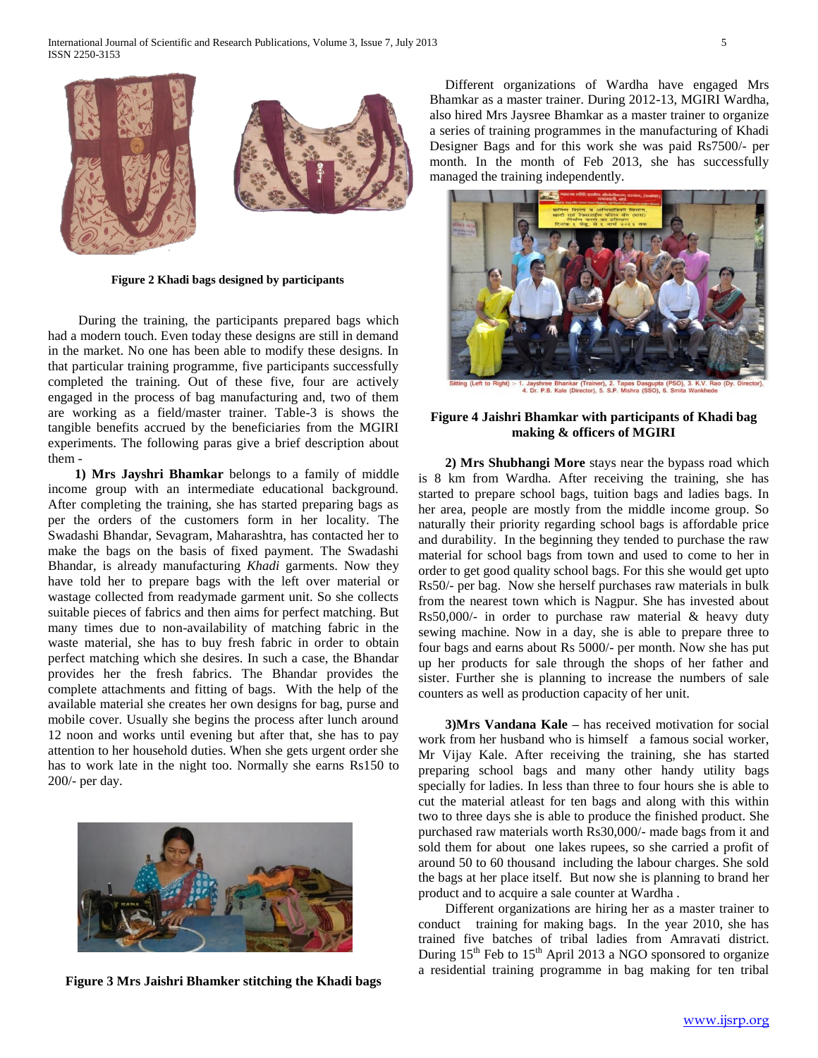Figure 2 Khadi bags designed by participants

During the training, the participants prepared bags which had a modern touch. Even today these designs are still in demand in the market. No one has been able to modify these designs. In that particular training programme, five participants successfully completed the training. Out of these five, four are actively engaged in the process of bag manufacturing and, two of them are working as a field/master trainer. Table-3 is shows the tangible benefits accrued by the beneficiaries from the MGIRI experiments. The following paras give a brief description about them -

**1) Mrs Jayshri Bhamkar** belongs to a family of middle income group with an intermediate educational background. After completing the training, she has started preparing bags as per the orders of the customers form in her locality. The Swadashi Bhandar, Sevagram, Maharashtra, has contacted her to make the bags on the basis of fixed payment. The Swadashi Bhandar, is already manufacturing *Khadi* garments. Now they have told her to prepare bags with the left over material or wastage collected from readymade garment unit. So she collects suitable pieces of fabrics and then aims for perfect matching. But many times due to non-availability of matching fabric in the waste material, she has to buy fresh fabric in order to obtain perfect matching which she desires. In such a case, the Bhandar provides her the fresh fabrics. The Bhandar provides the complete attachments and fitting of bags. With the help of the available material she creates her own designs for bag, purse and mobile cover. Usually she begins the process after lunch around 12 noon and works until evening but after that, she has to pay attention to her household duties. When she gets urgent order she has to work late in the night too. Normally she earns Rs150 to 200/- per day.

Figure 3 Mrs Jaishri Bhamker stitching the Khadi bags

Different organizations of Wardha have engaged Mrs Bhamkar as a master trainer. During 2012-13, MGIRI Wardha, also hired Mrs Jaysree Bhamkar as a master trainer to organize a series of training programmes in the manufacturing of Khadi Designer Bags and for this work she was paid Rs7500/- per month. In the month of Feb 2013, she has successfully managed the training independently.

Sitting (Left to Right) :- 1. Jayshree Bhankar (Trainer), 2. Tapas Dasgupta (PSO), 3. K.V. Rao (Dy. Director), 4. Dr. P.B. Kale (Director), 5. S.P. Mishra (SSO), 6. Smita Wankhede

Figure 4 Jaishri Bhamkar with participants of Khadi bag making & officers of MGIRI

**2) Mrs Shubhangi More** stays near the bypass road which is 8 km from Wardha. After receiving the training, she has started to prepare school bags, tuition bags and ladies bags. In her area, people are mostly from the middle income group. So naturally their priority regarding school bags is affordable price and durability. In the beginning they tended to purchase the raw material for school bags from town and used to come to her in order to get good quality school bags. For this she would get upto Rs50/- per bag. Now she herself purchases raw materials in bulk from the nearest town which is Nagpur. She has invested about Rs50,000/- in order to purchase raw material & heavy duty sewing machine. Now in a day, she is able to prepare three to four bags and earns about Rs 5000/- per month. Now she has put up her products for sale through the shops of her father and sister. Further she is planning to increase the numbers of sale counters as well as production capacity of her unit.

**3)Mrs Vandana Kale –** has received motivation for social work from her husband who is himself a famous social worker, Mr Vijay Kale. After receiving the training, she has started preparing school bags and many other handy utility bags specially for ladies. In less than three to four hours she is able to cut the material atleast for ten bags and along with this within two to three days she is able to produce the finished product. She purchased raw materials worth Rs30,000/- made bags from it and sold them for about one lakes rupees, so she carried a profit of around 50 to 60 thousand including the labour charges. She sold the bags at her place itself. But now she is planning to brand her product and to acquire a sale counter at Wardha .

Different organizations are hiring her as a master trainer to conduct training for making bags. In the year 2010, she has trained five batches of tribal ladies from Amravati district. During 15th Feb to 15th April 2013 a NGO sponsored to organize a residential training programme in bag making for ten tribal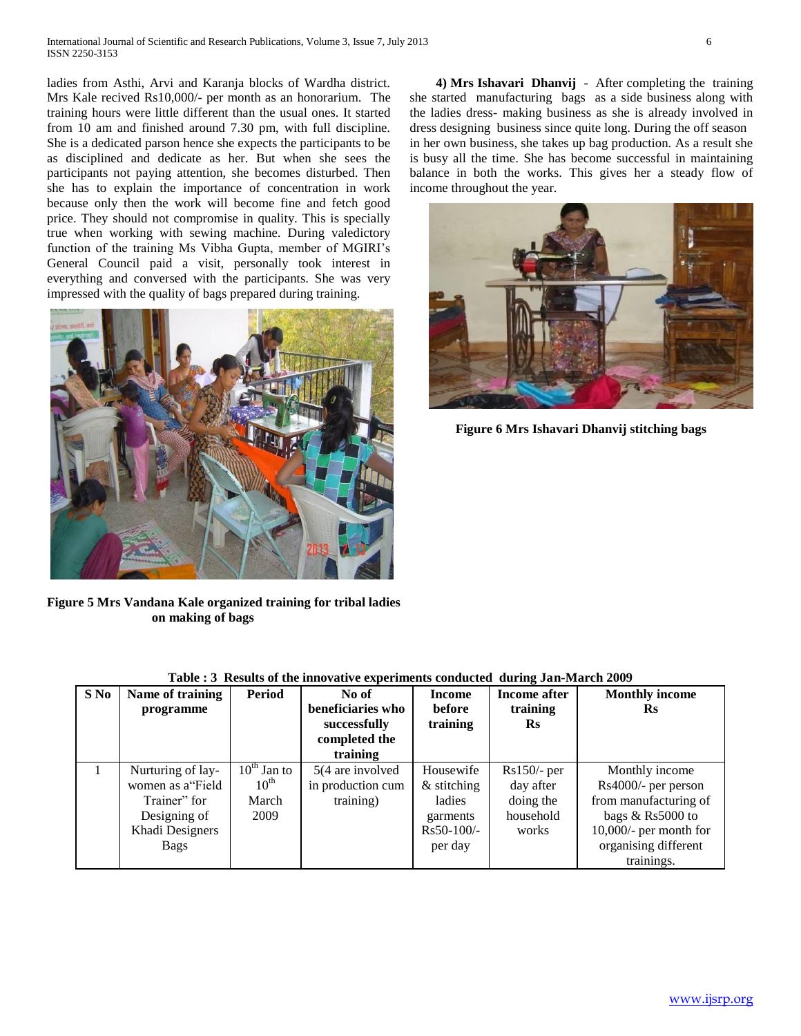ladies from Asthi, Arvi and Karanja blocks of Wardha district. Mrs Kale recived Rs10,000/- per month as an honorarium. The training hours were little different than the usual ones. It started from 10 am and finished around 7.30 pm, with full discipline. She is a dedicated parson hence she expects the participants to be as disciplined and dedicate as her. But when she sees the participants not paying attention, she becomes disturbed. Then she has to explain the importance of concentration in work because only then the work will become fine and fetch good price. They should not compromise in quality. This is specially true when working with sewing machine. During valedictory function of the training Ms Vibha Gupta, member of MGIRI's General Council paid a visit, personally took interest in everything and conversed with the participants. She was very impressed with the quality of bags prepared during training.

**Figure 5 Mrs Vandana Kale organized training for tribal ladies on making of bags**

**4) Mrs Ishavari Dhanvij** - After completing the training she started manufacturing bags as a side business along with the ladies dress- making business as she is already involved in dress designing business since quite long. During the off season in her own business, she takes up bag production. As a result she is busy all the time. She has become successful in maintaining balance in both the works. This gives her a steady flow of income throughout the year.

**Figure 6 Mrs Ishavari Dhanvij stitching bags**

**Table : 3 Results of the innovative experiments conducted during Jan-March 2009**

| S No | Name of training programme | Period | No of beneficiaries who successfully completed the training | Income before training | Income after training Rs | Monthly income Rs |
|---|---|---|---|---|---|---|
| 1 | Nurturing of lay-women as a"Field Trainer" for Designing of Khadi Designers Bags | 10th Jan to 10th March 2009 | 5(4 are involved in production cum training) | Housewife & stitching ladies garments Rs50-100/- per day | Rs150/- per day after doing the household works | Monthly income Rs4000/- per person from manufacturing of bags & Rs5000 to 10,000/- per month for organising different trainings. |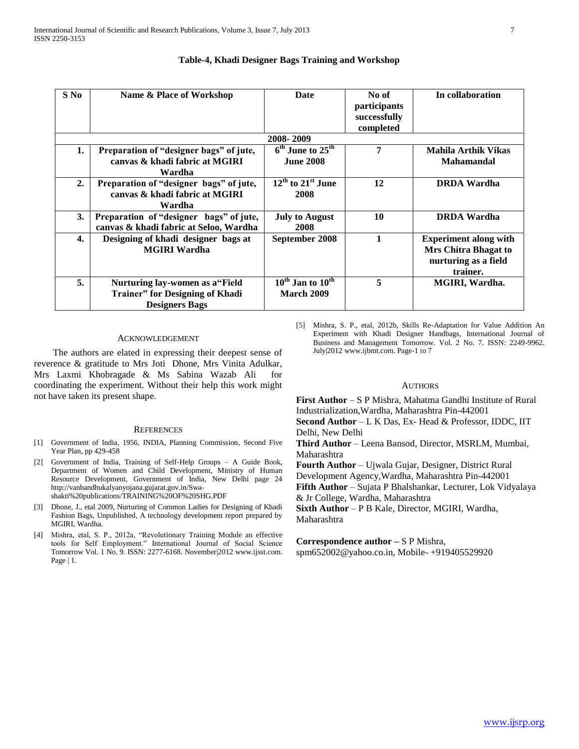**Table-4, Khadi Designer Bags Training and Workshop**

| S No | Name & Place of Workshop | Date | No of participants successfully completed | In collaboration |
|---|---|---|---|---|
| | | 2008- 2009 | | |
| 1. | Preparation of "designer bags" of jute, canvas & khadi fabric at MGIRI Wardha | 6th June to 25th June 2008 | 7 | Mahila Arthik Vikas Mahamandal |
| 2. | Preparation of "designer bags" of jute, canvas & khadi fabric at MGIRI Wardha | 12th to 21st June 2008 | 12 | DRDA Wardha |
| 3. | Preparation of "designer bags" of jute, canvas & khadi fabric at Seloo, Wardha | July to August 2008 | 10 | DRDA Wardha |
| 4. | Designing of khadi designer bags at MGIRI Wardha | September 2008 | 1 | Experiment along with Mrs Chitra Bhagat to nurturing as a field trainer. |
| 5. | Nurturing lay-women as a"Field Trainer" for Designing of Khadi Designers Bags | 10th Jan to 10th March 2009 | 5 | MGIRI, Wardha. |

## Acknowledgement

The authors are elated in expressing their deepest sense of reverence & gratitude to Mrs Joti Dhone, Mrs Vinita Adulkar, Mrs Laxmi Khobragade & Ms Sabina Wazab Ali for coordinating the experiment. Without their help this work might not have taken its present shape.

## References

[1] Government of India, 1956, INDIA, Planning Commission, Second Five Year Plan, pp 429-458

[2] Government of India, Training of Self-Help Groups – A Guide Book, Department of Women and Child Development, Ministry of Human Resource Development, Government of India, New Delhi page 24 http://vanbandhukalyanyojana.gujarat.gov.in/Swa-shakti%20publications/TRAINING%20OF%20SHG.PDF

[3] Dhone, J., etal 2009, Nurturing of Common Ladies for Designing of Khadi Fashion Bags, Unpublished, A technology development report prepared by MGIRI, Wardha.

[4] Mishra, etal, S. P., 2012a, "Revolutionary Training Module an effective tools for Self Employment." International Journal of Social Science Tomorrow Vol. 1 No. 9. ISSN: 2277-6168. November|2012 www.ijsst.com. Page | 1.

[5] Mishra, S. P., etal, 2012b, Skills Re-Adaptation for Value Addition An Experiment with Khadi Designer Handbags, International Journal of Business and Management Tomorrow. Vol. 2 No. 7. ISSN: 2249-9962. July|2012 www.ijbmt.com. Page-1 to 7

## Authors

**First Author** – S P Mishra, Mahatma Gandhi Institute of Rural Industrialization,Wardha, Maharashtra Pin-442001

**Second Author** – L K Das, Ex- Head & Professor, IDDC, IIT Delhi, New Delhi

**Third Author** – Leena Bansod, Director, MSRLM, Mumbai, Maharashtra

**Fourth Author** – Ujwala Gujar, Designer, District Rural Development Agency,Wardha, Maharashtra Pin-442001

**Fifth Author** – Sujata P Bhalshankar, Lecturer, Lok Vidyalaya & Jr College, Wardha, Maharashtra

**Sixth Author** – P B Kale, Director, MGIRI, Wardha, Maharashtra

**Correspondence author –** S P Mishra, spm652002@yahoo.co.in, Mobile- +919405529920